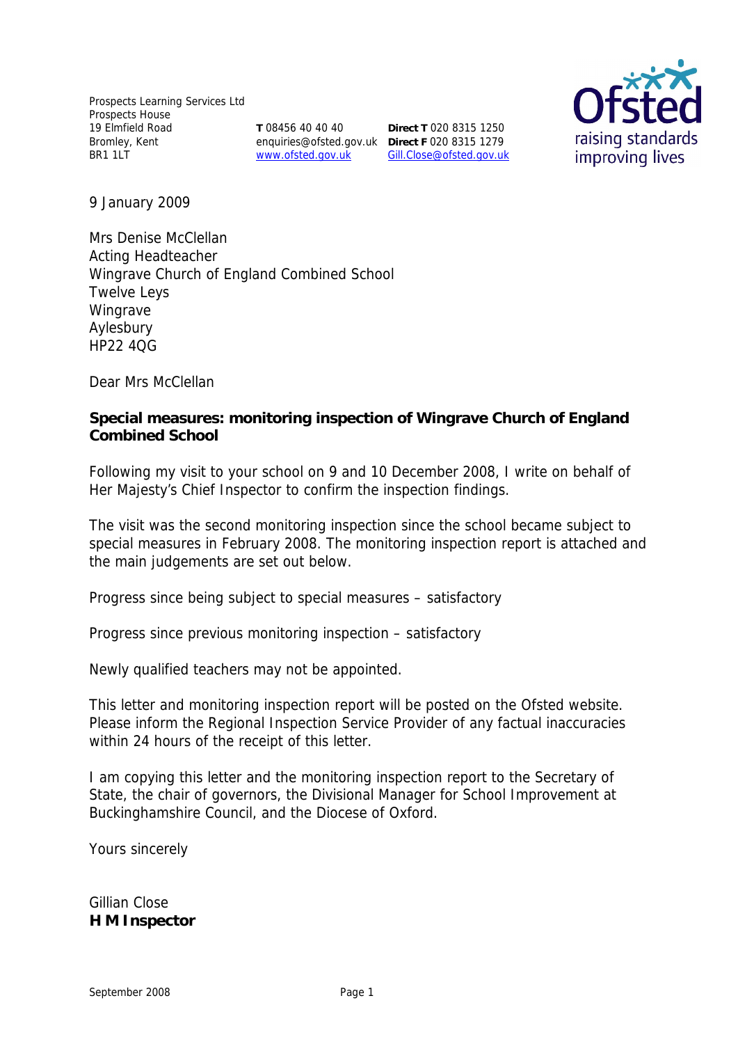Prospects Learning Services Ltd
Prospects House
19 Elmfield Road
Bromley, Kent
BR1 1LT

**T** 08456 40 40 40
enquiries@ofsted.gov.uk
www.ofsted.gov.uk

**Direct T** 020 8315 1250
**Direct F** 020 8315 1279
Gill.Close@ofsted.gov.uk

9 January 2009

Mrs Denise McClellan
Acting Headteacher
Wingrave Church of England Combined School
Twelve Leys
Wingrave
Aylesbury
HP22 4QG

Dear Mrs McClellan

**Special measures: monitoring inspection of Wingrave Church of England Combined School**

Following my visit to your school on 9 and 10 December 2008, I write on behalf of Her Majesty's Chief Inspector to confirm the inspection findings.

The visit was the second monitoring inspection since the school became subject to special measures in February 2008. The monitoring inspection report is attached and the main judgements are set out below.

Progress since being subject to special measures – satisfactory

Progress since previous monitoring inspection – satisfactory

Newly qualified teachers may not be appointed.

This letter and monitoring inspection report will be posted on the Ofsted website. Please inform the Regional Inspection Service Provider of any factual inaccuracies within 24 hours of the receipt of this letter.

I am copying this letter and the monitoring inspection report to the Secretary of State, the chair of governors, the Divisional Manager for School Improvement at Buckinghamshire Council, and the Diocese of Oxford.

Yours sincerely

Gillian Close
**H M Inspector**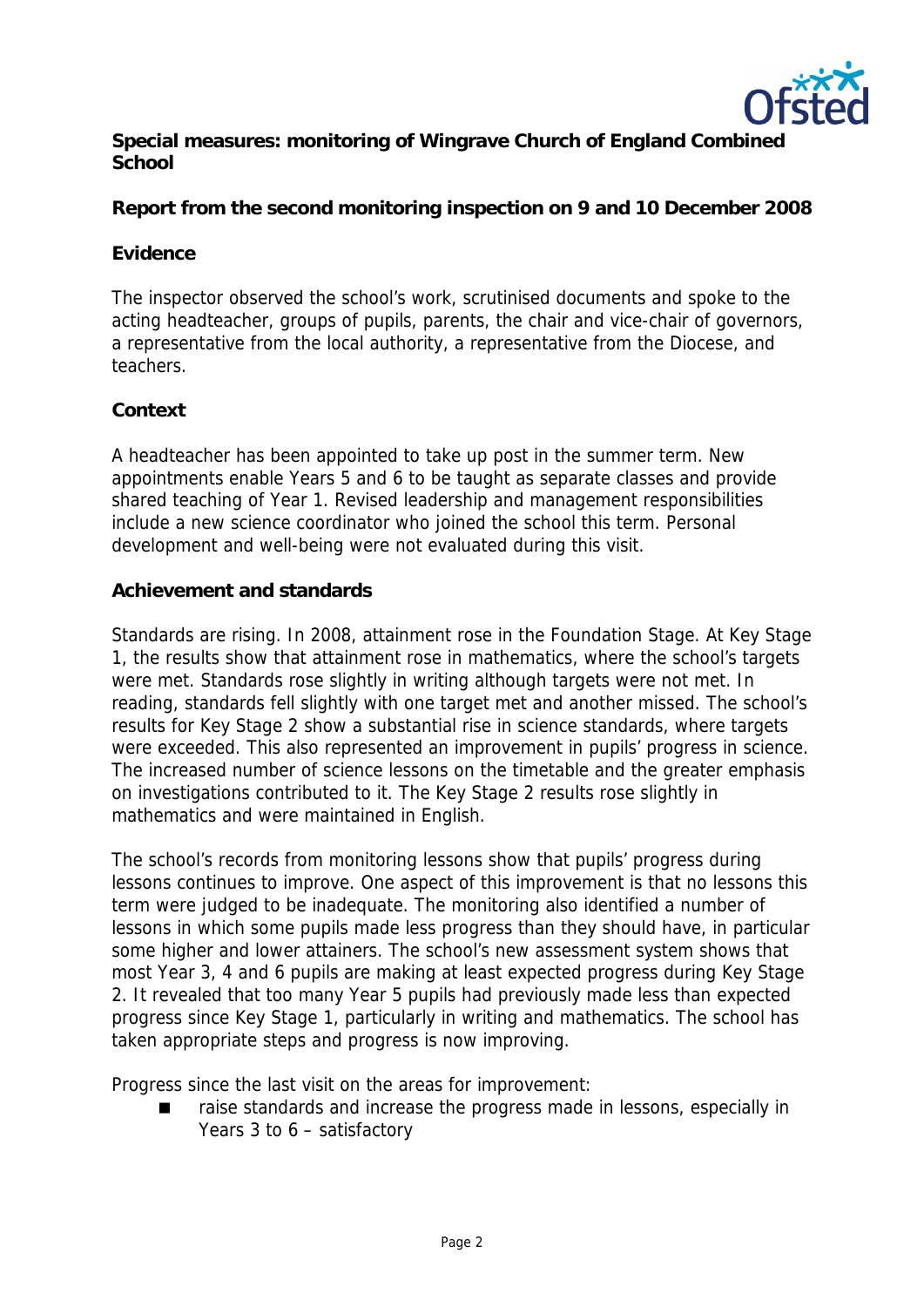**Special measures: monitoring of Wingrave Church of England Combined School**

**Report from the second monitoring inspection on 9 and 10 December 2008**

**Evidence**

The inspector observed the school's work, scrutinised documents and spoke to the acting headteacher, groups of pupils, parents, the chair and vice-chair of governors, a representative from the local authority, a representative from the Diocese, and teachers.

**Context**

A headteacher has been appointed to take up post in the summer term. New appointments enable Years 5 and 6 to be taught as separate classes and provide shared teaching of Year 1. Revised leadership and management responsibilities include a new science coordinator who joined the school this term. Personal development and well-being were not evaluated during this visit.

**Achievement and standards**

Standards are rising. In 2008, attainment rose in the Foundation Stage. At Key Stage 1, the results show that attainment rose in mathematics, where the school's targets were met. Standards rose slightly in writing although targets were not met. In reading, standards fell slightly with one target met and another missed. The school's results for Key Stage 2 show a substantial rise in science standards, where targets were exceeded. This also represented an improvement in pupils' progress in science. The increased number of science lessons on the timetable and the greater emphasis on investigations contributed to it. The Key Stage 2 results rose slightly in mathematics and were maintained in English.

The school's records from monitoring lessons show that pupils' progress during lessons continues to improve. One aspect of this improvement is that no lessons this term were judged to be inadequate. The monitoring also identified a number of lessons in which some pupils made less progress than they should have, in particular some higher and lower attainers. The school's new assessment system shows that most Year 3, 4 and 6 pupils are making at least expected progress during Key Stage 2. It revealed that too many Year 5 pupils had previously made less than expected progress since Key Stage 1, particularly in writing and mathematics. The school has taken appropriate steps and progress is now improving.

Progress since the last visit on the areas for improvement:

- raise standards and increase the progress made in lessons, especially in Years 3 to 6 – satisfactory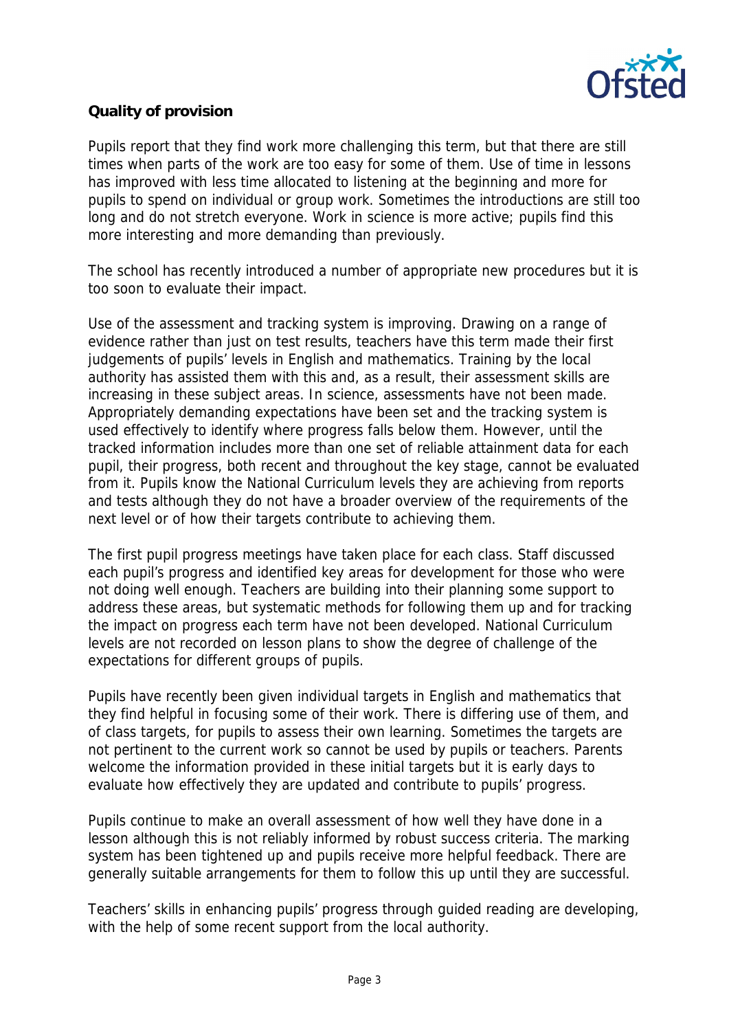**Quality of provision**

Pupils report that they find work more challenging this term, but that there are still times when parts of the work are too easy for some of them. Use of time in lessons has improved with less time allocated to listening at the beginning and more for pupils to spend on individual or group work. Sometimes the introductions are still too long and do not stretch everyone. Work in science is more active; pupils find this more interesting and more demanding than previously.

The school has recently introduced a number of appropriate new procedures but it is too soon to evaluate their impact.

Use of the assessment and tracking system is improving. Drawing on a range of evidence rather than just on test results, teachers have this term made their first judgements of pupils' levels in English and mathematics. Training by the local authority has assisted them with this and, as a result, their assessment skills are increasing in these subject areas. In science, assessments have not been made. Appropriately demanding expectations have been set and the tracking system is used effectively to identify where progress falls below them. However, until the tracked information includes more than one set of reliable attainment data for each pupil, their progress, both recent and throughout the key stage, cannot be evaluated from it. Pupils know the National Curriculum levels they are achieving from reports and tests although they do not have a broader overview of the requirements of the next level or of how their targets contribute to achieving them.

The first pupil progress meetings have taken place for each class. Staff discussed each pupil's progress and identified key areas for development for those who were not doing well enough. Teachers are building into their planning some support to address these areas, but systematic methods for following them up and for tracking the impact on progress each term have not been developed. National Curriculum levels are not recorded on lesson plans to show the degree of challenge of the expectations for different groups of pupils.

Pupils have recently been given individual targets in English and mathematics that they find helpful in focusing some of their work. There is differing use of them, and of class targets, for pupils to assess their own learning. Sometimes the targets are not pertinent to the current work so cannot be used by pupils or teachers. Parents welcome the information provided in these initial targets but it is early days to evaluate how effectively they are updated and contribute to pupils' progress.

Pupils continue to make an overall assessment of how well they have done in a lesson although this is not reliably informed by robust success criteria. The marking system has been tightened up and pupils receive more helpful feedback. There are generally suitable arrangements for them to follow this up until they are successful.

Teachers' skills in enhancing pupils' progress through guided reading are developing, with the help of some recent support from the local authority.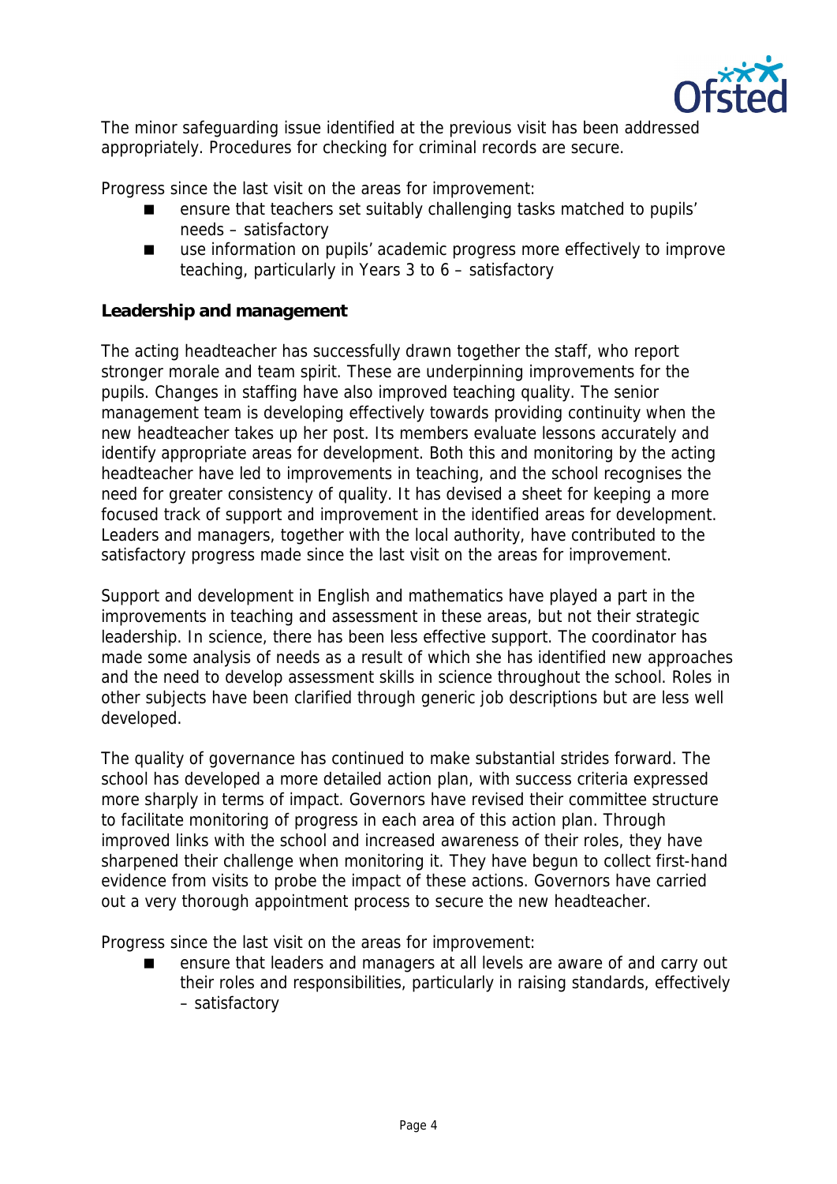The minor safeguarding issue identified at the previous visit has been addressed appropriately. Procedures for checking for criminal records are secure.

Progress since the last visit on the areas for improvement:

- ensure that teachers set suitably challenging tasks matched to pupils' needs – satisfactory
- use information on pupils' academic progress more effectively to improve teaching, particularly in Years 3 to 6 – satisfactory

**Leadership and management**

The acting headteacher has successfully drawn together the staff, who report stronger morale and team spirit. These are underpinning improvements for the pupils. Changes in staffing have also improved teaching quality. The senior management team is developing effectively towards providing continuity when the new headteacher takes up her post. Its members evaluate lessons accurately and identify appropriate areas for development. Both this and monitoring by the acting headteacher have led to improvements in teaching, and the school recognises the need for greater consistency of quality. It has devised a sheet for keeping a more focused track of support and improvement in the identified areas for development. Leaders and managers, together with the local authority, have contributed to the satisfactory progress made since the last visit on the areas for improvement.

Support and development in English and mathematics have played a part in the improvements in teaching and assessment in these areas, but not their strategic leadership. In science, there has been less effective support. The coordinator has made some analysis of needs as a result of which she has identified new approaches and the need to develop assessment skills in science throughout the school. Roles in other subjects have been clarified through generic job descriptions but are less well developed.

The quality of governance has continued to make substantial strides forward. The school has developed a more detailed action plan, with success criteria expressed more sharply in terms of impact. Governors have revised their committee structure to facilitate monitoring of progress in each area of this action plan. Through improved links with the school and increased awareness of their roles, they have sharpened their challenge when monitoring it. They have begun to collect first-hand evidence from visits to probe the impact of these actions. Governors have carried out a very thorough appointment process to secure the new headteacher.

Progress since the last visit on the areas for improvement:

- ensure that leaders and managers at all levels are aware of and carry out their roles and responsibilities, particularly in raising standards, effectively – satisfactory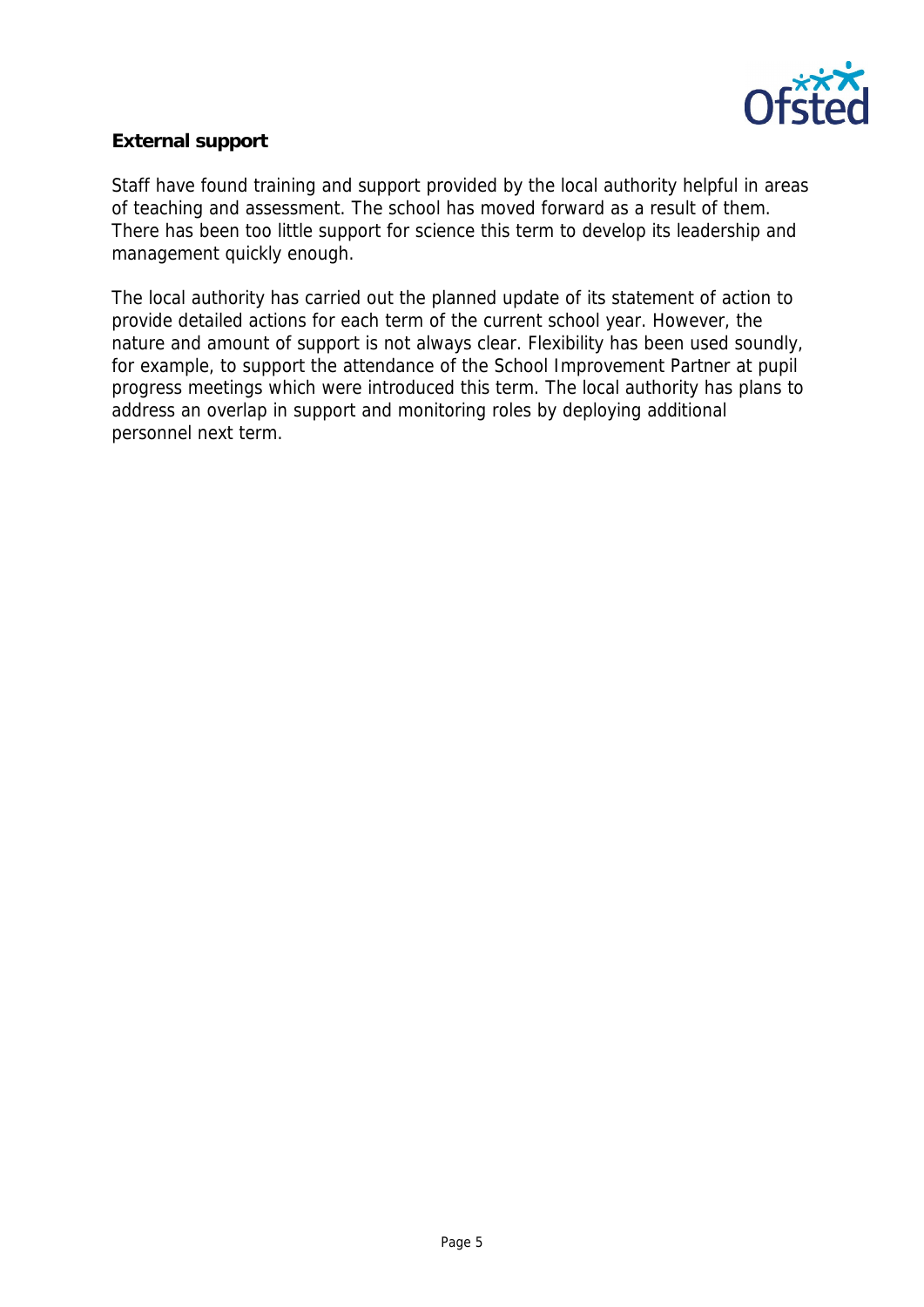**External support**

Staff have found training and support provided by the local authority helpful in areas of teaching and assessment. The school has moved forward as a result of them. There has been too little support for science this term to develop its leadership and management quickly enough.

The local authority has carried out the planned update of its statement of action to provide detailed actions for each term of the current school year. However, the nature and amount of support is not always clear. Flexibility has been used soundly, for example, to support the attendance of the School Improvement Partner at pupil progress meetings which were introduced this term. The local authority has plans to address an overlap in support and monitoring roles by deploying additional personnel next term.